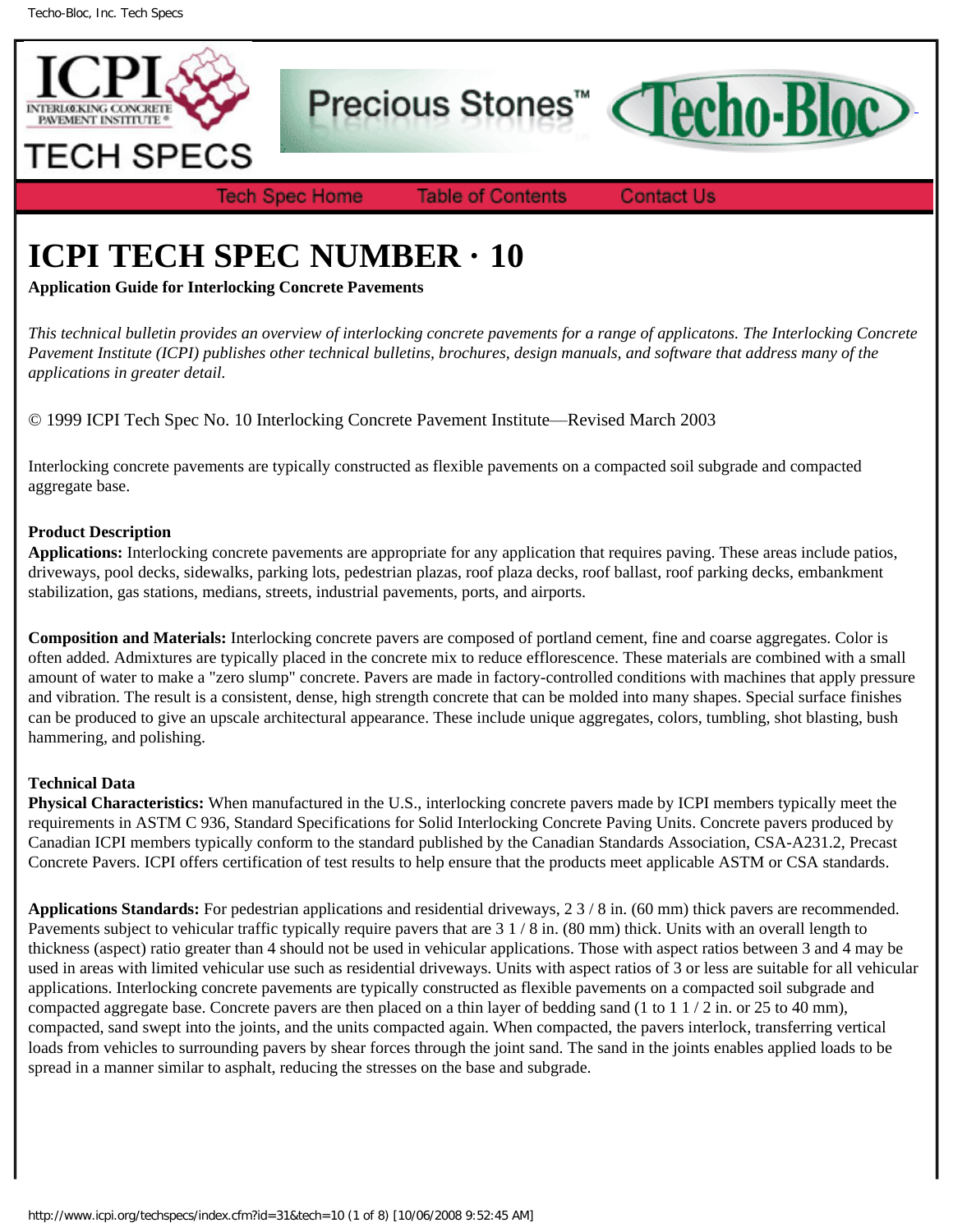# ICPI TECH SPEC NUMBER · 10

**Application Guide for Interlocking Concrete Pavements**

*This technical bulletin provides an overview of interlocking concrete pavements for a range of applicatons. The Interlocking Concrete Pavement Institute (ICPI) publishes other technical bulletins, brochures, design manuals, and software that address many of the applications in greater detail.*

© 1999 ICPI Tech Spec No. 10 Interlocking Concrete Pavement Institute—Revised March 2003

Interlocking concrete pavements are typically constructed as flexible pavements on a compacted soil subgrade and compacted aggregate base.

**Product Description**

**Applications:** Interlocking concrete pavements are appropriate for any application that requires paving. These areas include patios, driveways, pool decks, sidewalks, parking lots, pedestrian plazas, roof plaza decks, roof ballast, roof parking decks, embankment stabilization, gas stations, medians, streets, industrial pavements, ports, and airports.

**Composition and Materials:** Interlocking concrete pavers are composed of portland cement, fine and coarse aggregates. Color is often added. Admixtures are typically placed in the concrete mix to reduce efflorescence. These materials are combined with a small amount of water to make a "zero slump" concrete. Pavers are made in factory-controlled conditions with machines that apply pressure and vibration. The result is a consistent, dense, high strength concrete that can be molded into many shapes. Special surface finishes can be produced to give an upscale architectural appearance. These include unique aggregates, colors, tumbling, shot blasting, bush hammering, and polishing.

**Technical Data**

**Physical Characteristics:** When manufactured in the U.S., interlocking concrete pavers made by ICPI members typically meet the requirements in ASTM C 936, Standard Specifications for Solid Interlocking Concrete Paving Units. Concrete pavers produced by Canadian ICPI members typically conform to the standard published by the Canadian Standards Association, CSA-A231.2, Precast Concrete Pavers. ICPI offers certification of test results to help ensure that the products meet applicable ASTM or CSA standards.

**Applications Standards:** For pedestrian applications and residential driveways, 2 3 / 8 in. (60 mm) thick pavers are recommended. Pavements subject to vehicular traffic typically require pavers that are 3 1 / 8 in. (80 mm) thick. Units with an overall length to thickness (aspect) ratio greater than 4 should not be used in vehicular applications. Those with aspect ratios between 3 and 4 may be used in areas with limited vehicular use such as residential driveways. Units with aspect ratios of 3 or less are suitable for all vehicular applications. Interlocking concrete pavements are typically constructed as flexible pavements on a compacted soil subgrade and compacted aggregate base. Concrete pavers are then placed on a thin layer of bedding sand (1 to 1 1 / 2 in. or 25 to 40 mm), compacted, sand swept into the joints, and the units compacted again. When compacted, the pavers interlock, transferring vertical loads from vehicles to surrounding pavers by shear forces through the joint sand. The sand in the joints enables applied loads to be spread in a manner similar to asphalt, reducing the stresses on the base and subgrade.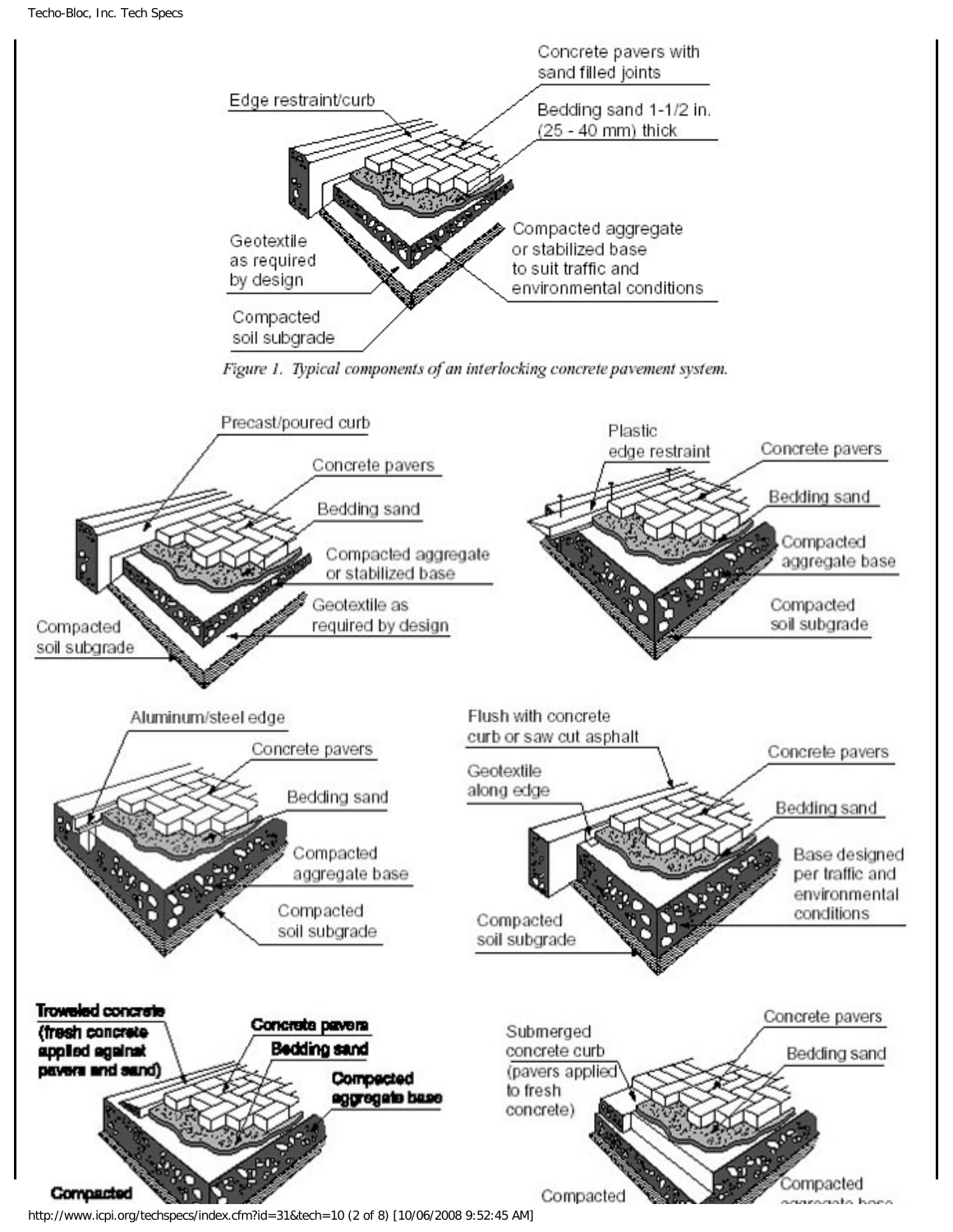Concrete pavers with sand filled joints

Edge restraint/curb

Bedding sand 1-1/2 in. (25 - 40 mm) thick

Geotextile as required by design

Compacted aggregate or stabilized base to suit traffic and environmental conditions

Compacted soil subgrade

*Figure 1. Typical components of an interlocking concrete pavement system.*

Precast/poured curb

Concrete pavers

Bedding sand

Compacted aggregate or stabilized base

Geotextile as required by design

Compacted soil subgrade

Plastic edge restraint

Concrete pavers

Bedding sand

Compacted aggregate base

Compacted soil subgrade

Aluminum/steel edge

Concrete pavers

Bedding sand

Compacted aggregate base

Compacted soil subgrade

Flush with concrete curb or saw cut asphalt

Geotextile along edge

Concrete pavers

Bedding sand

Base designed per traffic and environmental conditions

Compacted soil subgrade

**Troweled concrete (fresh concrete applied against pavers and sand)**

**Concrete pavers**

**Bedding sand**

**Compacted aggregate base**

**Compacted**

Submerged concrete curb (pavers applied to fresh concrete)

Concrete pavers

Bedding sand

Compacted aggregate base

Compacted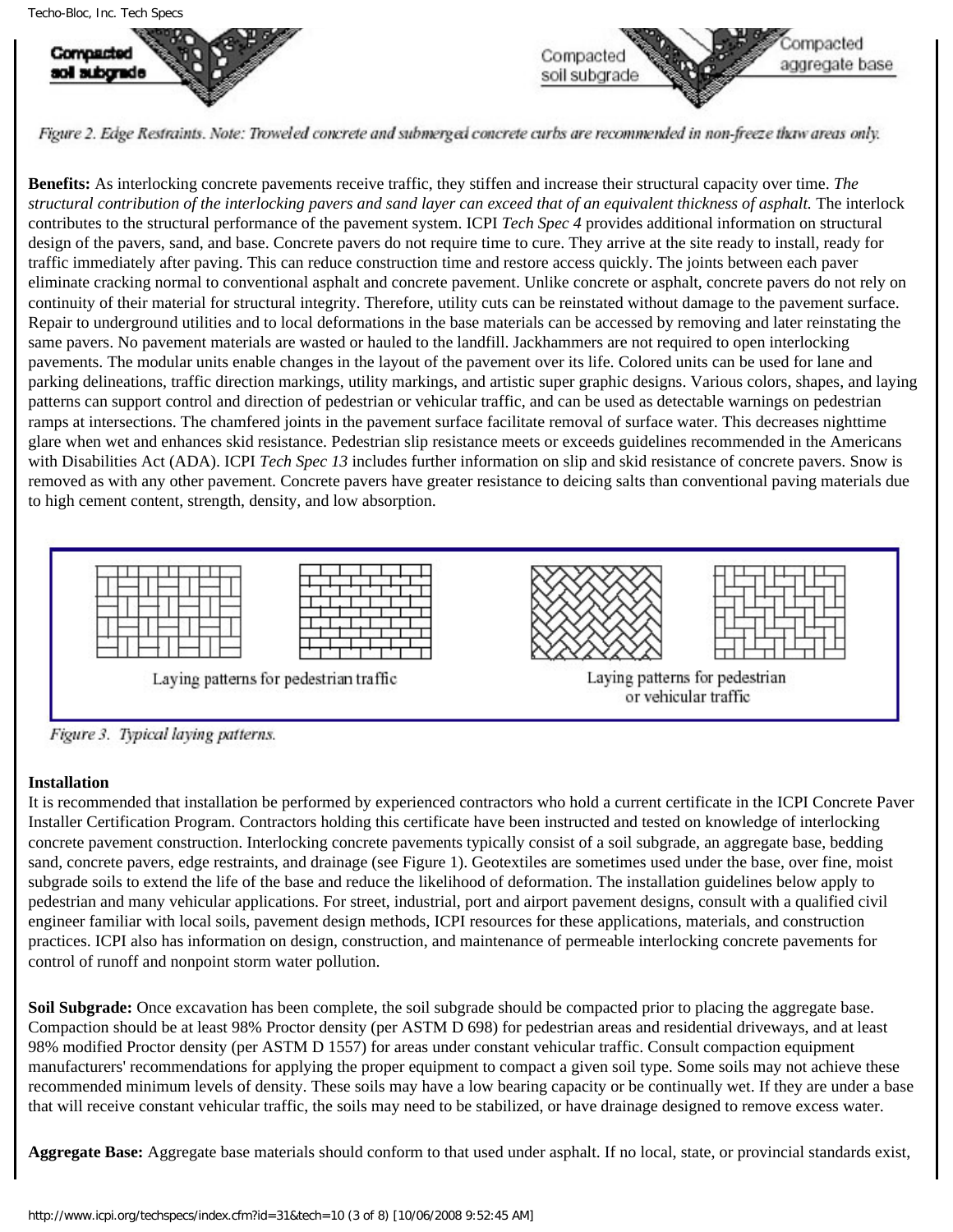Figure 2. Edge Restraints. Note: Troweled concrete and submerged concrete curbs are recommended in non-freeze thaw areas only.

**Benefits:** As interlocking concrete pavements receive traffic, they stiffen and increase their structural capacity over time. *The structural contribution of the interlocking pavers and sand layer can exceed that of an equivalent thickness of asphalt.* The interlock contributes to the structural performance of the pavement system. ICPI *Tech Spec 4* provides additional information on structural design of the pavers, sand, and base. Concrete pavers do not require time to cure. They arrive at the site ready to install, ready for traffic immediately after paving. This can reduce construction time and restore access quickly. The joints between each paver eliminate cracking normal to conventional asphalt and concrete pavement. Unlike concrete or asphalt, concrete pavers do not rely on continuity of their material for structural integrity. Therefore, utility cuts can be reinstated without damage to the pavement surface. Repair to underground utilities and to local deformations in the base materials can be accessed by removing and later reinstating the same pavers. No pavement materials are wasted or hauled to the landfill. Jackhammers are not required to open interlocking pavements. The modular units enable changes in the layout of the pavement over its life. Colored units can be used for lane and parking delineations, traffic direction markings, utility markings, and artistic super graphic designs. Various colors, shapes, and laying patterns can support control and direction of pedestrian or vehicular traffic, and can be used as detectable warnings on pedestrian ramps at intersections. The chamfered joints in the pavement surface facilitate removal of surface water. This decreases nighttime glare when wet and enhances skid resistance. Pedestrian slip resistance meets or exceeds guidelines recommended in the Americans with Disabilities Act (ADA). ICPI *Tech Spec 13* includes further information on slip and skid resistance of concrete pavers. Snow is removed as with any other pavement. Concrete pavers have greater resistance to deicing salts than conventional paving materials due to high cement content, strength, density, and low absorption.

Laying patterns for pedestrian traffic

Laying patterns for pedestrian or vehicular traffic

Figure 3. Typical laying patterns.

**Installation**

It is recommended that installation be performed by experienced contractors who hold a current certificate in the ICPI Concrete Paver Installer Certification Program. Contractors holding this certificate have been instructed and tested on knowledge of interlocking concrete pavement construction. Interlocking concrete pavements typically consist of a soil subgrade, an aggregate base, bedding sand, concrete pavers, edge restraints, and drainage (see Figure 1). Geotextiles are sometimes used under the base, over fine, moist subgrade soils to extend the life of the base and reduce the likelihood of deformation. The installation guidelines below apply to pedestrian and many vehicular applications. For street, industrial, port and airport pavement designs, consult with a qualified civil engineer familiar with local soils, pavement design methods, ICPI resources for these applications, materials, and construction practices. ICPI also has information on design, construction, and maintenance of permeable interlocking concrete pavements for control of runoff and nonpoint storm water pollution.

**Soil Subgrade:** Once excavation has been complete, the soil subgrade should be compacted prior to placing the aggregate base. Compaction should be at least 98% Proctor density (per ASTM D 698) for pedestrian areas and residential driveways, and at least 98% modified Proctor density (per ASTM D 1557) for areas under constant vehicular traffic. Consult compaction equipment manufacturers' recommendations for applying the proper equipment to compact a given soil type. Some soils may not achieve these recommended minimum levels of density. These soils may have a low bearing capacity or be continually wet. If they are under a base that will receive constant vehicular traffic, the soils may need to be stabilized, or have drainage designed to remove excess water.

**Aggregate Base:** Aggregate base materials should conform to that used under asphalt. If no local, state, or provincial standards exist,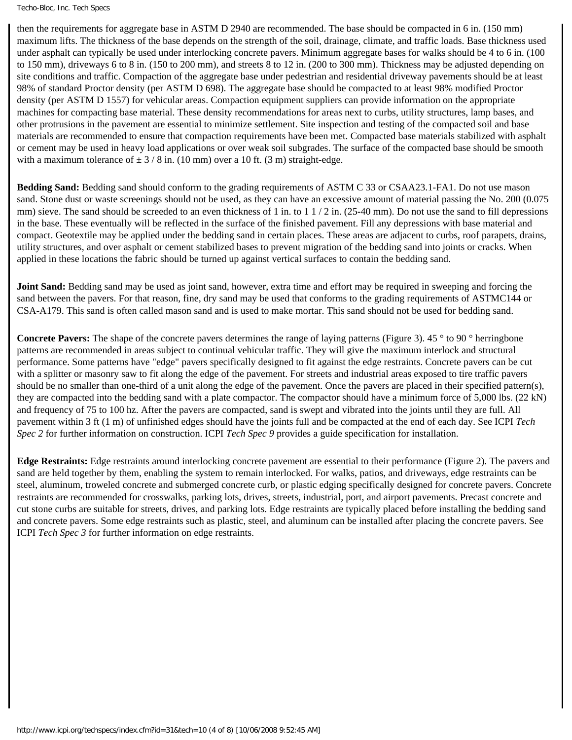then the requirements for aggregate base in ASTM D 2940 are recommended. The base should be compacted in 6 in. (150 mm) maximum lifts. The thickness of the base depends on the strength of the soil, drainage, climate, and traffic loads. Base thickness used under asphalt can typically be used under interlocking concrete pavers. Minimum aggregate bases for walks should be 4 to 6 in. (100 to 150 mm), driveways 6 to 8 in. (150 to 200 mm), and streets 8 to 12 in. (200 to 300 mm). Thickness may be adjusted depending on site conditions and traffic. Compaction of the aggregate base under pedestrian and residential driveway pavements should be at least 98% of standard Proctor density (per ASTM D 698). The aggregate base should be compacted to at least 98% modified Proctor density (per ASTM D 1557) for vehicular areas. Compaction equipment suppliers can provide information on the appropriate machines for compacting base material. These density recommendations for areas next to curbs, utility structures, lamp bases, and other protrusions in the pavement are essential to minimize settlement. Site inspection and testing of the compacted soil and base materials are recommended to ensure that compaction requirements have been met. Compacted base materials stabilized with asphalt or cement may be used in heavy load applications or over weak soil subgrades. The surface of the compacted base should be smooth with a maximum tolerance of ± 3 / 8 in. (10 mm) over a 10 ft. (3 m) straight-edge.

**Bedding Sand:** Bedding sand should conform to the grading requirements of ASTM C 33 or CSAA23.1-FA1. Do not use mason sand. Stone dust or waste screenings should not be used, as they can have an excessive amount of material passing the No. 200 (0.075 mm) sieve. The sand should be screeded to an even thickness of 1 in. to 1 1 / 2 in. (25-40 mm). Do not use the sand to fill depressions in the base. These eventually will be reflected in the surface of the finished pavement. Fill any depressions with base material and compact. Geotextile may be applied under the bedding sand in certain places. These areas are adjacent to curbs, roof parapets, drains, utility structures, and over asphalt or cement stabilized bases to prevent migration of the bedding sand into joints or cracks. When applied in these locations the fabric should be turned up against vertical surfaces to contain the bedding sand.

**Joint Sand:** Bedding sand may be used as joint sand, however, extra time and effort may be required in sweeping and forcing the sand between the pavers. For that reason, fine, dry sand may be used that conforms to the grading requirements of ASTMC144 or CSA-A179. This sand is often called mason sand and is used to make mortar. This sand should not be used for bedding sand.

**Concrete Pavers:** The shape of the concrete pavers determines the range of laying patterns (Figure 3). 45 ° to 90 ° herringbone patterns are recommended in areas subject to continual vehicular traffic. They will give the maximum interlock and structural performance. Some patterns have "edge" pavers specifically designed to fit against the edge restraints. Concrete pavers can be cut with a splitter or masonry saw to fit along the edge of the pavement. For streets and industrial areas exposed to tire traffic pavers should be no smaller than one-third of a unit along the edge of the pavement. Once the pavers are placed in their specified pattern(s), they are compacted into the bedding sand with a plate compactor. The compactor should have a minimum force of 5,000 lbs. (22 kN) and frequency of 75 to 100 hz. After the pavers are compacted, sand is swept and vibrated into the joints until they are full. All pavement within 3 ft (1 m) of unfinished edges should have the joints full and be compacted at the end of each day. See ICPI *Tech Spec 2* for further information on construction. ICPI *Tech Spec 9* provides a guide specification for installation.

**Edge Restraints:** Edge restraints around interlocking concrete pavement are essential to their performance (Figure 2). The pavers and sand are held together by them, enabling the system to remain interlocked. For walks, patios, and driveways, edge restraints can be steel, aluminum, troweled concrete and submerged concrete curb, or plastic edging specifically designed for concrete pavers. Concrete restraints are recommended for crosswalks, parking lots, drives, streets, industrial, port, and airport pavements. Precast concrete and cut stone curbs are suitable for streets, drives, and parking lots. Edge restraints are typically placed before installing the bedding sand and concrete pavers. Some edge restraints such as plastic, steel, and aluminum can be installed after placing the concrete pavers. See ICPI *Tech Spec 3* for further information on edge restraints.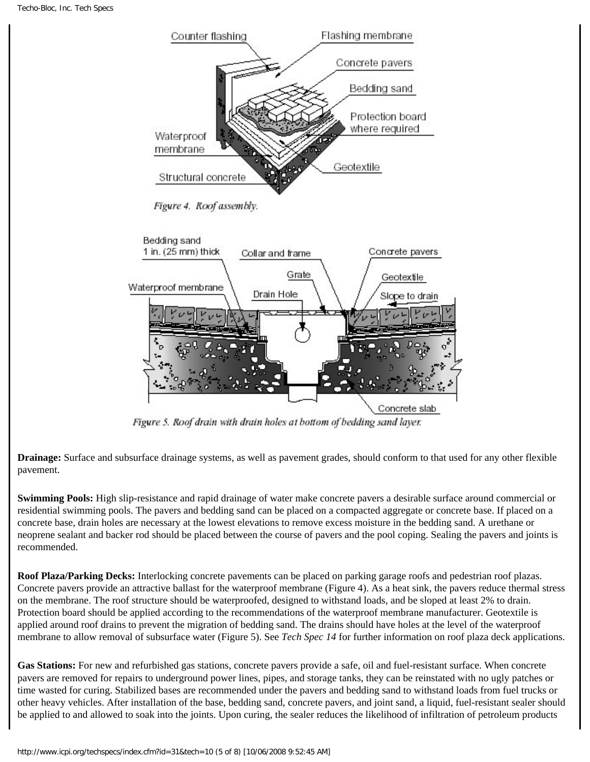Figure 4. Roof assembly.

Figure 5. Roof drain with drain holes at bottom of bedding sand layer.

**Drainage:** Surface and subsurface drainage systems, as well as pavement grades, should conform to that used for any other flexible pavement.

**Swimming Pools:** High slip-resistance and rapid drainage of water make concrete pavers a desirable surface around commercial or residential swimming pools. The pavers and bedding sand can be placed on a compacted aggregate or concrete base. If placed on a concrete base, drain holes are necessary at the lowest elevations to remove excess moisture in the bedding sand. A urethane or neoprene sealant and backer rod should be placed between the course of pavers and the pool coping. Sealing the pavers and joints is recommended.

**Roof Plaza/Parking Decks:** Interlocking concrete pavements can be placed on parking garage roofs and pedestrian roof plazas. Concrete pavers provide an attractive ballast for the waterproof membrane (Figure 4). As a heat sink, the pavers reduce thermal stress on the membrane. The roof structure should be waterproofed, designed to withstand loads, and be sloped at least 2% to drain. Protection board should be applied according to the recommendations of the waterproof membrane manufacturer. Geotextile is applied around roof drains to prevent the migration of bedding sand. The drains should have holes at the level of the waterproof membrane to allow removal of subsurface water (Figure 5). See *Tech Spec 14* for further information on roof plaza deck applications.

**Gas Stations:** For new and refurbished gas stations, concrete pavers provide a safe, oil and fuel-resistant surface. When concrete pavers are removed for repairs to underground power lines, pipes, and storage tanks, they can be reinstated with no ugly patches or time wasted for curing. Stabilized bases are recommended under the pavers and bedding sand to withstand loads from fuel trucks or other heavy vehicles. After installation of the base, bedding sand, concrete pavers, and joint sand, a liquid, fuel-resistant sealer should be applied to and allowed to soak into the joints. Upon curing, the sealer reduces the likelihood of infiltration of petroleum products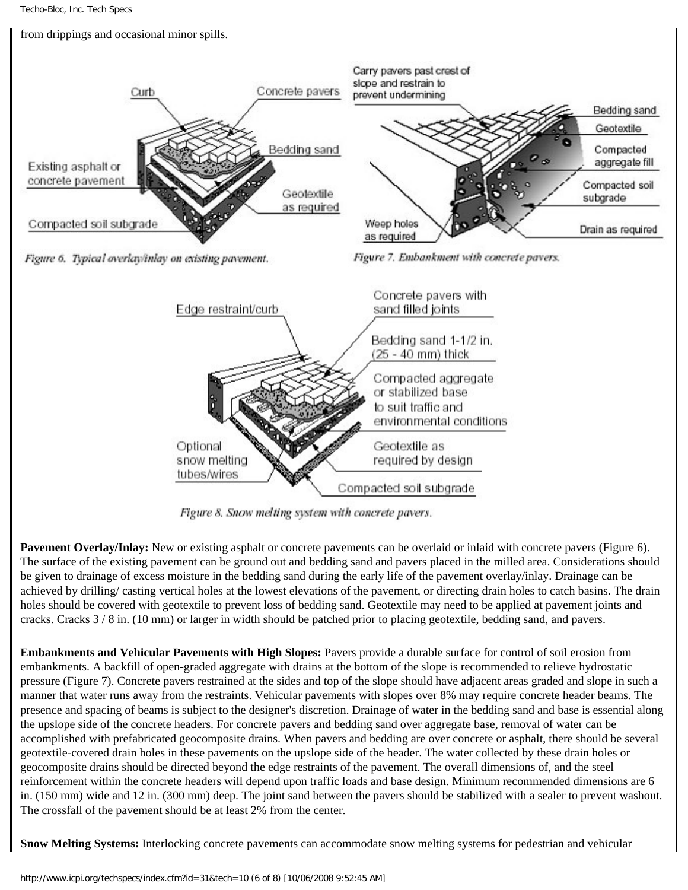from drippings and occasional minor spills.

Figure 6. Typical overlay/inlay on existing pavement.

Figure 7. Embankment with concrete pavers.

Figure 8. Snow melting system with concrete pavers.

**Pavement Overlay/Inlay:** New or existing asphalt or concrete pavements can be overlaid or inlaid with concrete pavers (Figure 6). The surface of the existing pavement can be ground out and bedding sand and pavers placed in the milled area. Considerations should be given to drainage of excess moisture in the bedding sand during the early life of the pavement overlay/inlay. Drainage can be achieved by drilling/ casting vertical holes at the lowest elevations of the pavement, or directing drain holes to catch basins. The drain holes should be covered with geotextile to prevent loss of bedding sand. Geotextile may need to be applied at pavement joints and cracks. Cracks 3 / 8 in. (10 mm) or larger in width should be patched prior to placing geotextile, bedding sand, and pavers.

**Embankments and Vehicular Pavements with High Slopes:** Pavers provide a durable surface for control of soil erosion from embankments. A backfill of open-graded aggregate with drains at the bottom of the slope is recommended to relieve hydrostatic pressure (Figure 7). Concrete pavers restrained at the sides and top of the slope should have adjacent areas graded and slope in such a manner that water runs away from the restraints. Vehicular pavements with slopes over 8% may require concrete header beams. The presence and spacing of beams is subject to the designer's discretion. Drainage of water in the bedding sand and base is essential along the upslope side of the concrete headers. For concrete pavers and bedding sand over aggregate base, removal of water can be accomplished with prefabricated geocomposite drains. When pavers and bedding are over concrete or asphalt, there should be several geotextile-covered drain holes in these pavements on the upslope side of the header. The water collected by these drain holes or geocomposite drains should be directed beyond the edge restraints of the pavement. The overall dimensions of, and the steel reinforcement within the concrete headers will depend upon traffic loads and base design. Minimum recommended dimensions are 6 in. (150 mm) wide and 12 in. (300 mm) deep. The joint sand between the pavers should be stabilized with a sealer to prevent washout. The crossfall of the pavement should be at least 2% from the center.

**Snow Melting Systems:** Interlocking concrete pavements can accommodate snow melting systems for pedestrian and vehicular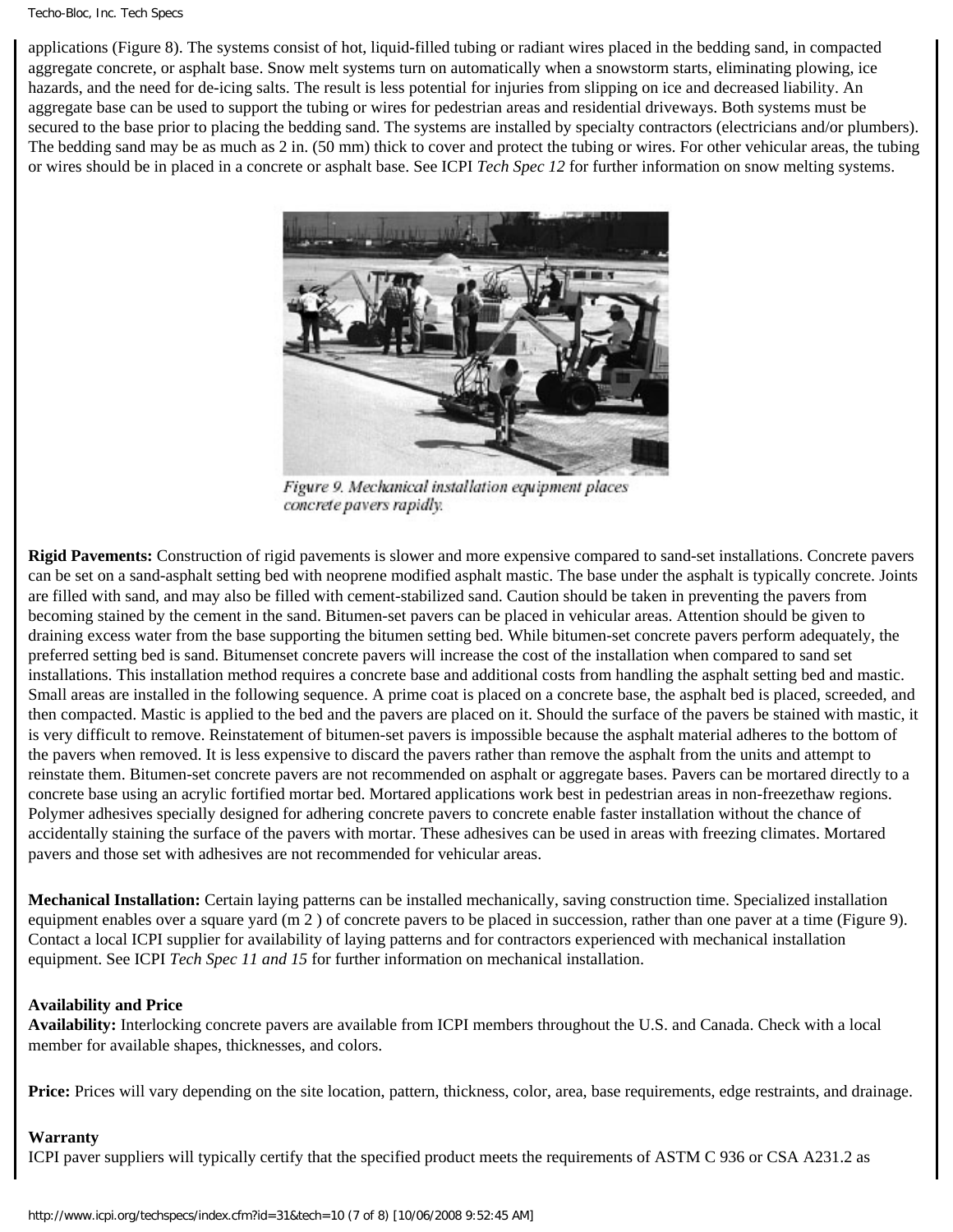applications (Figure 8). The systems consist of hot, liquid-filled tubing or radiant wires placed in the bedding sand, in compacted aggregate concrete, or asphalt base. Snow melt systems turn on automatically when a snowstorm starts, eliminating plowing, ice hazards, and the need for de-icing salts. The result is less potential for injuries from slipping on ice and decreased liability. An aggregate base can be used to support the tubing or wires for pedestrian areas and residential driveways. Both systems must be secured to the base prior to placing the bedding sand. The systems are installed by specialty contractors (electricians and/or plumbers). The bedding sand may be as much as 2 in. (50 mm) thick to cover and protect the tubing or wires. For other vehicular areas, the tubing or wires should be in placed in a concrete or asphalt base. See ICPI *Tech Spec 12* for further information on snow melting systems.

*Figure 9. Mechanical installation equipment places concrete pavers rapidly.*

**Rigid Pavements:** Construction of rigid pavements is slower and more expensive compared to sand-set installations. Concrete pavers can be set on a sand-asphalt setting bed with neoprene modified asphalt mastic. The base under the asphalt is typically concrete. Joints are filled with sand, and may also be filled with cement-stabilized sand. Caution should be taken in preventing the pavers from becoming stained by the cement in the sand. Bitumen-set pavers can be placed in vehicular areas. Attention should be given to draining excess water from the base supporting the bitumen setting bed. While bitumen-set concrete pavers perform adequately, the preferred setting bed is sand. Bitumenset concrete pavers will increase the cost of the installation when compared to sand set installations. This installation method requires a concrete base and additional costs from handling the asphalt setting bed and mastic. Small areas are installed in the following sequence. A prime coat is placed on a concrete base, the asphalt bed is placed, screeded, and then compacted. Mastic is applied to the bed and the pavers are placed on it. Should the surface of the pavers be stained with mastic, it is very difficult to remove. Reinstatement of bitumen-set pavers is impossible because the asphalt material adheres to the bottom of the pavers when removed. It is less expensive to discard the pavers rather than remove the asphalt from the units and attempt to reinstate them. Bitumen-set concrete pavers are not recommended on asphalt or aggregate bases. Pavers can be mortared directly to a concrete base using an acrylic fortified mortar bed. Mortared applications work best in pedestrian areas in non-freezethaw regions. Polymer adhesives specially designed for adhering concrete pavers to concrete enable faster installation without the chance of accidentally staining the surface of the pavers with mortar. These adhesives can be used in areas with freezing climates. Mortared pavers and those set with adhesives are not recommended for vehicular areas.

**Mechanical Installation:** Certain laying patterns can be installed mechanically, saving construction time. Specialized installation equipment enables over a square yard ($m^2$) of concrete pavers to be placed in succession, rather than one paver at a time (Figure 9). Contact a local ICPI supplier for availability of laying patterns and for contractors experienced with mechanical installation equipment. See ICPI *Tech Spec 11 and 15* for further information on mechanical installation.

**Availability and Price**

**Availability:** Interlocking concrete pavers are available from ICPI members throughout the U.S. and Canada. Check with a local member for available shapes, thicknesses, and colors.

**Price:** Prices will vary depending on the site location, pattern, thickness, color, area, base requirements, edge restraints, and drainage.

**Warranty**

ICPI paver suppliers will typically certify that the specified product meets the requirements of ASTM C 936 or CSA A231.2 as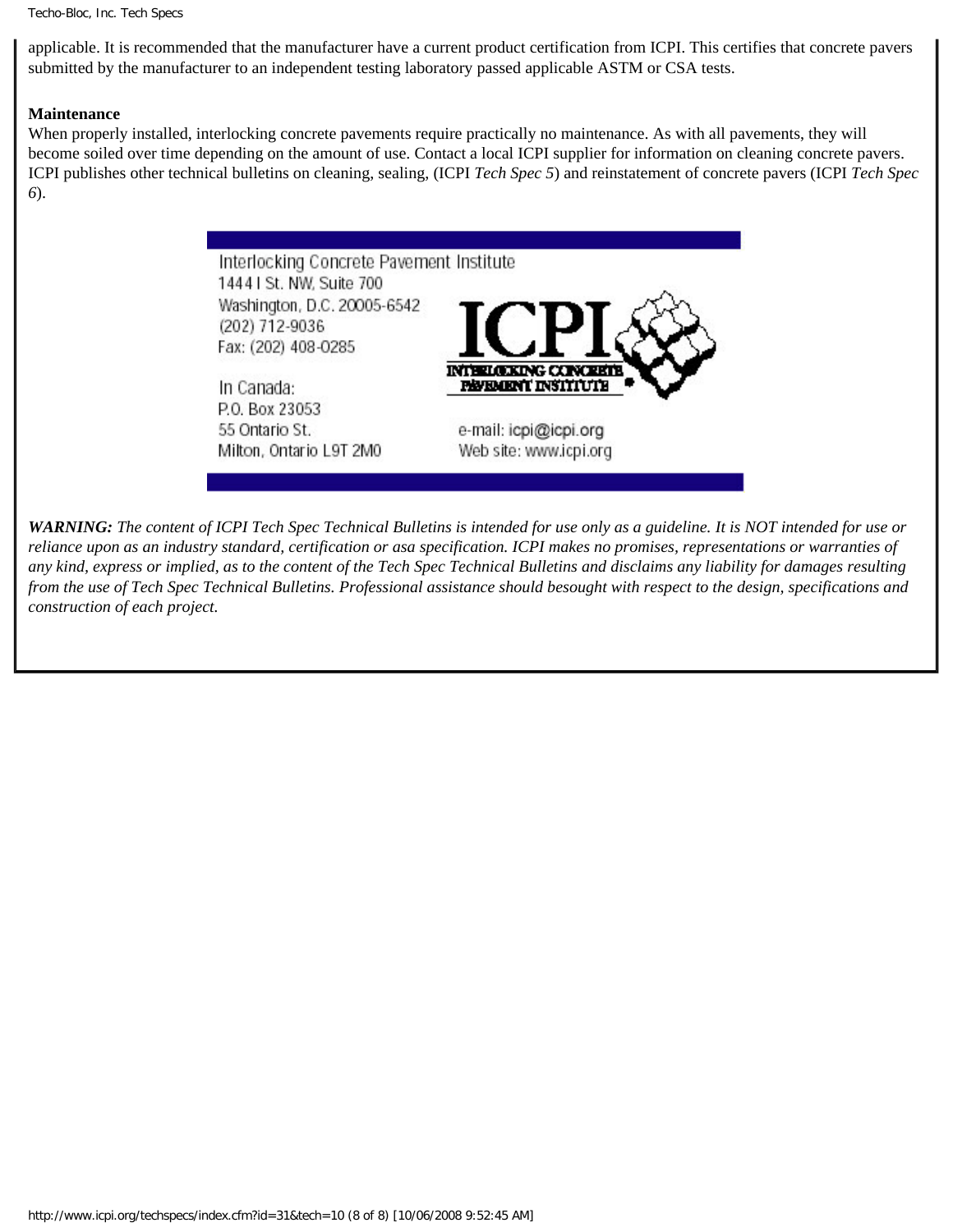applicable. It is recommended that the manufacturer have a current product certification from ICPI. This certifies that concrete pavers submitted by the manufacturer to an independent testing laboratory passed applicable ASTM or CSA tests.

**Maintenance**

When properly installed, interlocking concrete pavements require practically no maintenance. As with all pavements, they will become soiled over time depending on the amount of use. Contact a local ICPI supplier for information on cleaning concrete pavers. ICPI publishes other technical bulletins on cleaning, sealing, (ICPI *Tech Spec 5*) and reinstatement of concrete pavers (ICPI *Tech Spec 6*).

Interlocking Concrete Pavement Institute
1444 I St. NW, Suite 700
Washington, D.C. 20005-6542
(202) 712-9036
Fax: (202) 408-0285

In Canada:
P.O. Box 23053
55 Ontario St.
Milton, Ontario L9T 2M0

ICPI
INTERLOCKING CONCRETE PAVEMENT INSTITUTE

e-mail: icpi@icpi.org
Web site: www.icpi.org

***WARNING:** The content of ICPI Tech Spec Technical Bulletins is intended for use only as a guideline. It is NOT intended for use or reliance upon as an industry standard, certification or asa specification. ICPI makes no promises, representations or warranties of any kind, express or implied, as to the content of the Tech Spec Technical Bulletins and disclaims any liability for damages resulting from the use of Tech Spec Technical Bulletins. Professional assistance should besought with respect to the design, specifications and construction of each project.*